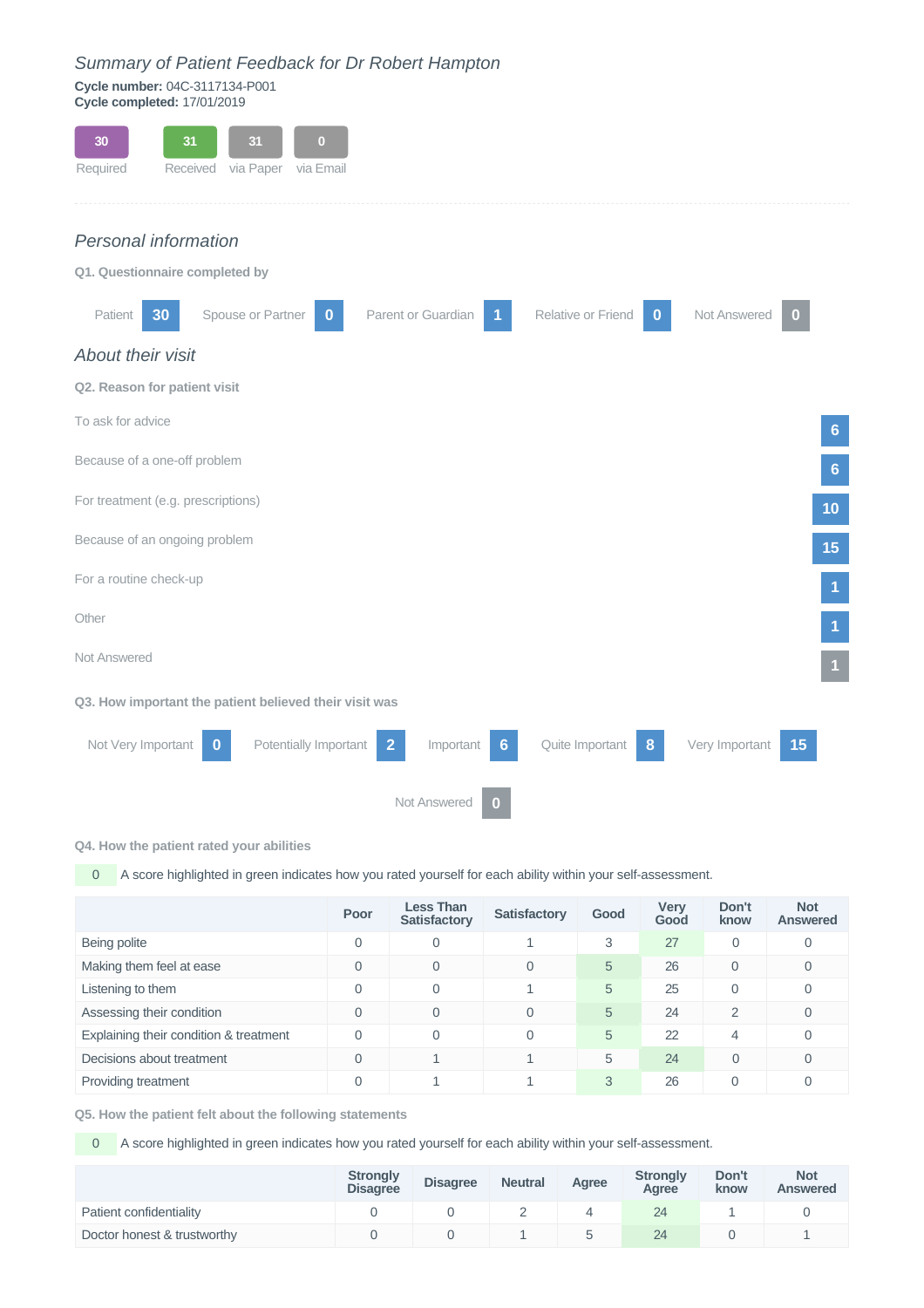*Summary of Patient Feedback for Dr Robert Hampton*

**Cycle number:** 04C-3117134-P001
**Cycle completed:** 17/01/2019

| 30 | 31 | 31 | 0 |
|---|---|---|---|
| Required | Received | via Paper | via Email |

## *Personal information*

**Q1. Questionnaire completed by**

| Patient | Spouse or Partner | Parent or Guardian | Relative or Friend | Not Answered |
|---|---|---|---|---|
| 30 | 0 | 1 | 0 | 0 |

## *About their visit*

**Q2. Reason for patient visit**

| Reason | Count |
|---|---|
| To ask for advice | 6 |
| Because of a one-off problem | 6 |
| For treatment (e.g. prescriptions) | 10 |
| Because of an ongoing problem | 15 |
| For a routine check-up | 1 |
| Other | 1 |
| Not Answered | 1 |

**Q3. How important the patient believed their visit was**

| Not Very Important | Potentially Important | Important | Quite Important | Very Important | Not Answered |
|---|---|---|---|---|---|
| 0 | 2 | 6 | 8 | 15 | 0 |

**Q4. How the patient rated your abilities**

0 A score highlighted in green indicates how you rated yourself for each ability within your self-assessment.

| | Poor | Less Than Satisfactory | Satisfactory | Good | Very Good | Don't know | Not Answered |
|---|---|---|---|---|---|---|---|
| Being polite | 0 | 0 | 1 | 3 | 27 | 0 | 0 |
| Making them feel at ease | 0 | 0 | 0 | 5 | 26 | 0 | 0 |
| Listening to them | 0 | 0 | 1 | 5 | 25 | 0 | 0 |
| Assessing their condition | 0 | 0 | 0 | 5 | 24 | 2 | 0 |
| Explaining their condition & treatment | 0 | 0 | 0 | 5 | 22 | 4 | 0 |
| Decisions about treatment | 0 | 1 | 1 | 5 | 24 | 0 | 0 |
| Providing treatment | 0 | 1 | 1 | 3 | 26 | 0 | 0 |

**Q5. How the patient felt about the following statements**

0 A score highlighted in green indicates how you rated yourself for each ability within your self-assessment.

| | Strongly Disagree | Disagree | Neutral | Agree | Strongly Agree | Don't know | Not Answered |
|---|---|---|---|---|---|---|---|
| Patient confidentiality | 0 | 0 | 2 | 4 | 24 | 1 | 0 |
| Doctor honest & trustworthy | 0 | 0 | 1 | 5 | 24 | 0 | 1 |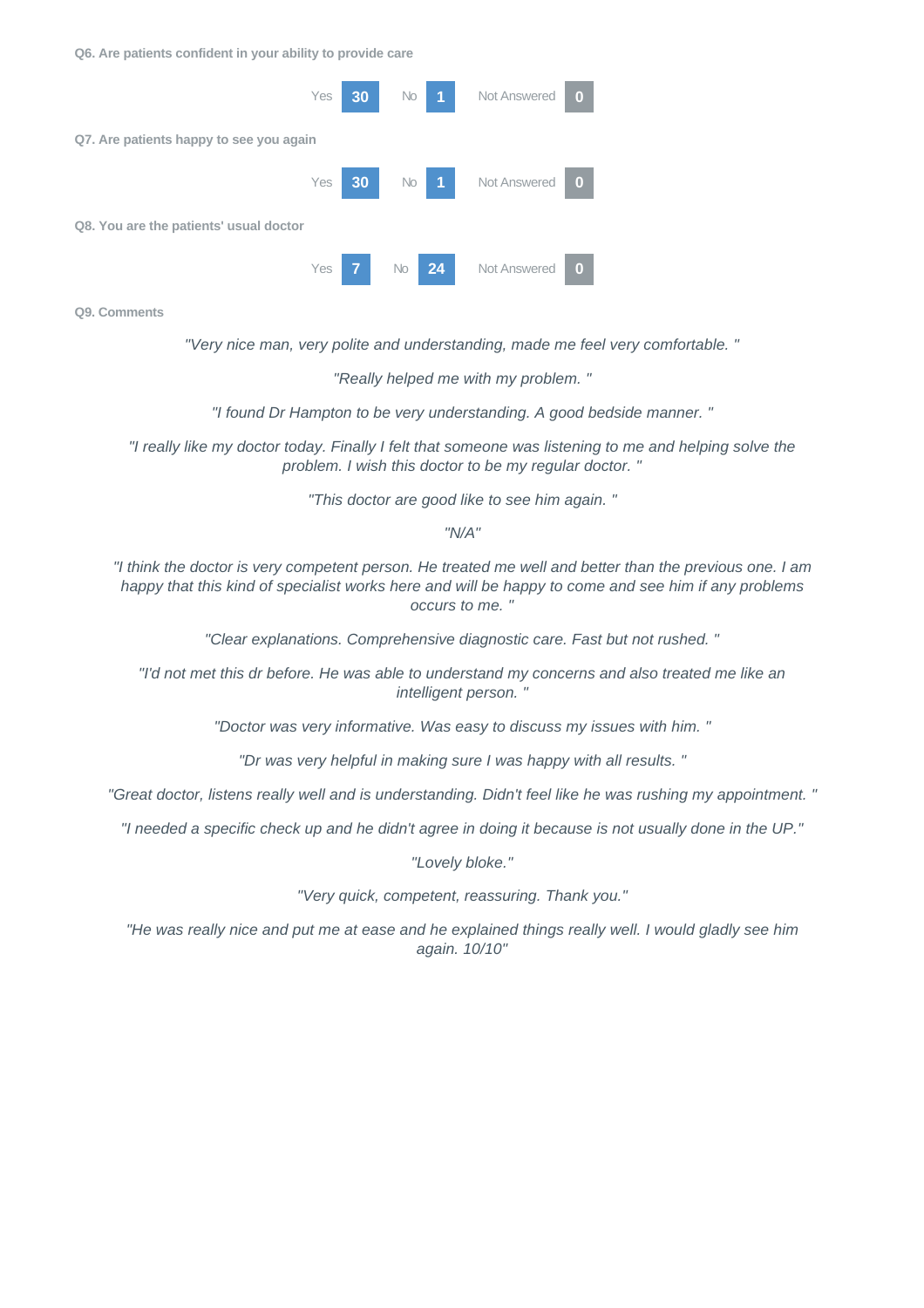**Q6. Are patients confident in your ability to provide care**

Yes **30** No **1** Not Answered **0**

**Q7. Are patients happy to see you again**

Yes **30** No **1** Not Answered **0**

**Q8. You are the patients' usual doctor**

Yes **7** No **24** Not Answered **0**

**Q9. Comments**

*"Very nice man, very polite and understanding, made me feel very comfortable. "*

*"Really helped me with my problem. "*

*"I found Dr Hampton to be very understanding. A good bedside manner. "*

*"I really like my doctor today. Finally I felt that someone was listening to me and helping solve the problem. I wish this doctor to be my regular doctor. "*

*"This doctor are good like to see him again. "*

*"N/A"*

*"I think the doctor is very competent person. He treated me well and better than the previous one. I am happy that this kind of specialist works here and will be happy to come and see him if any problems occurs to me. "*

*"Clear explanations. Comprehensive diagnostic care. Fast but not rushed. "*

*"I'd not met this dr before. He was able to understand my concerns and also treated me like an intelligent person. "*

*"Doctor was very informative. Was easy to discuss my issues with him. "*

*"Dr was very helpful in making sure I was happy with all results. "*

*"Great doctor, listens really well and is understanding. Didn't feel like he was rushing my appointment. "*

*"I needed a specific check up and he didn't agree in doing it because is not usually done in the UP."*

*"Lovely bloke."*

*"Very quick, competent, reassuring. Thank you."*

*"He was really nice and put me at ease and he explained things really well. I would gladly see him again. 10/10"*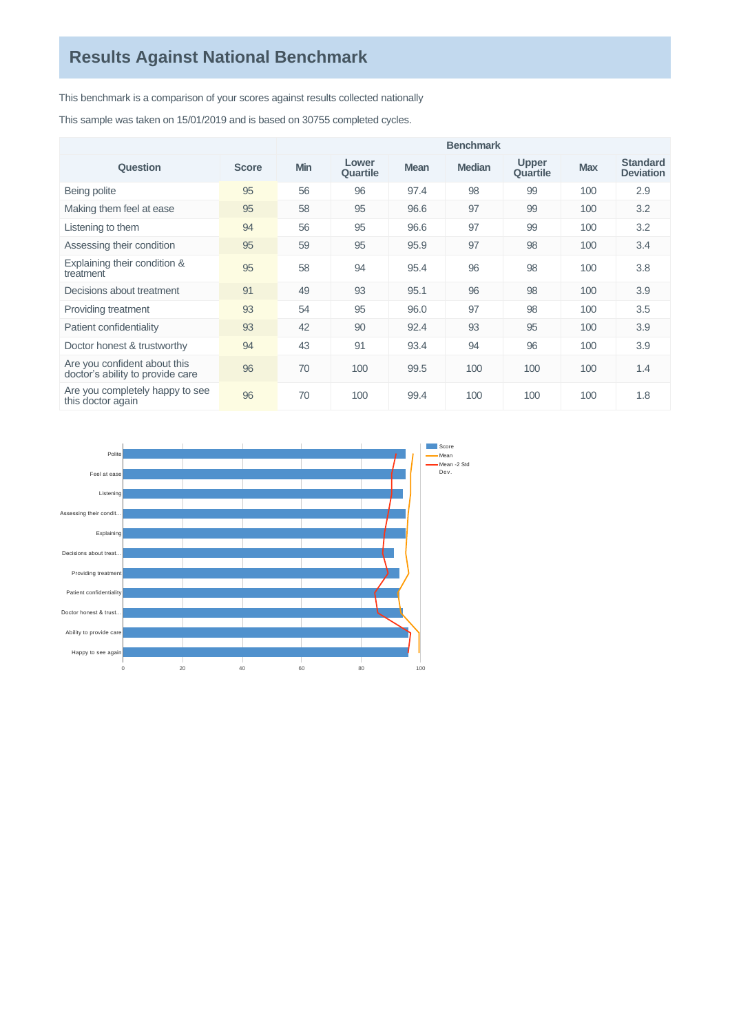## Results Against National Benchmark

This benchmark is a comparison of your scores against results collected nationally

This sample was taken on 15/01/2019 and is based on 30755 completed cycles.

| | | Benchmark | | | | | | |
|---|---|---|---|---|---|---|---|---|
| Question | Score | Min | Lower Quartile | Mean | Median | Upper Quartile | Max | Standard Deviation |
| Being polite | 95 | 56 | 96 | 97.4 | 98 | 99 | 100 | 2.9 |
| Making them feel at ease | 95 | 58 | 95 | 96.6 | 97 | 99 | 100 | 3.2 |
| Listening to them | 94 | 56 | 95 | 96.6 | 97 | 99 | 100 | 3.2 |
| Assessing their condition | 95 | 59 | 95 | 95.9 | 97 | 98 | 100 | 3.4 |
| Explaining their condition & treatment | 95 | 58 | 94 | 95.4 | 96 | 98 | 100 | 3.8 |
| Decisions about treatment | 91 | 49 | 93 | 95.1 | 96 | 98 | 100 | 3.9 |
| Providing treatment | 93 | 54 | 95 | 96.0 | 97 | 98 | 100 | 3.5 |
| Patient confidentiality | 93 | 42 | 90 | 92.4 | 93 | 95 | 100 | 3.9 |
| Doctor honest & trustworthy | 94 | 43 | 91 | 93.4 | 94 | 96 | 100 | 3.9 |
| Are you confident about this doctor's ability to provide care | 96 | 70 | 100 | 99.5 | 100 | 100 | 100 | 1.4 |
| Are you completely happy to see this doctor again | 96 | 70 | 100 | 99.4 | 100 | 100 | 100 | 1.8 |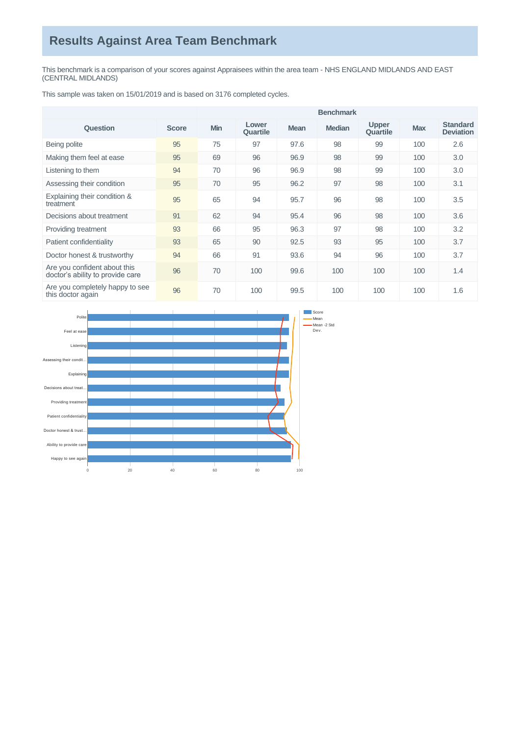# Results Against Area Team Benchmark

This benchmark is a comparison of your scores against Appraisees within the area team - NHS ENGLAND MIDLANDS AND EAST (CENTRAL MIDLANDS)

This sample was taken on 15/01/2019 and is based on 3176 completed cycles.

| | | Benchmark | | | | | | |
|---|---|---|---|---|---|---|---|---|
| **Question** | **Score** | **Min** | **Lower Quartile** | **Mean** | **Median** | **Upper Quartile** | **Max** | **Standard Deviation** |
| Being polite | 95 | 75 | 97 | 97.6 | 98 | 99 | 100 | 2.6 |
| Making them feel at ease | 95 | 69 | 96 | 96.9 | 98 | 99 | 100 | 3.0 |
| Listening to them | 94 | 70 | 96 | 96.9 | 98 | 99 | 100 | 3.0 |
| Assessing their condition | 95 | 70 | 95 | 96.2 | 97 | 98 | 100 | 3.1 |
| Explaining their condition & treatment | 95 | 65 | 94 | 95.7 | 96 | 98 | 100 | 3.5 |
| Decisions about treatment | 91 | 62 | 94 | 95.4 | 96 | 98 | 100 | 3.6 |
| Providing treatment | 93 | 66 | 95 | 96.3 | 97 | 98 | 100 | 3.2 |
| Patient confidentiality | 93 | 65 | 90 | 92.5 | 93 | 95 | 100 | 3.7 |
| Doctor honest & trustworthy | 94 | 66 | 91 | 93.6 | 94 | 96 | 100 | 3.7 |
| Are you confident about this doctor's ability to provide care | 96 | 70 | 100 | 99.6 | 100 | 100 | 100 | 1.4 |
| Are you completely happy to see this doctor again | 96 | 70 | 100 | 99.5 | 100 | 100 | 100 | 1.6 |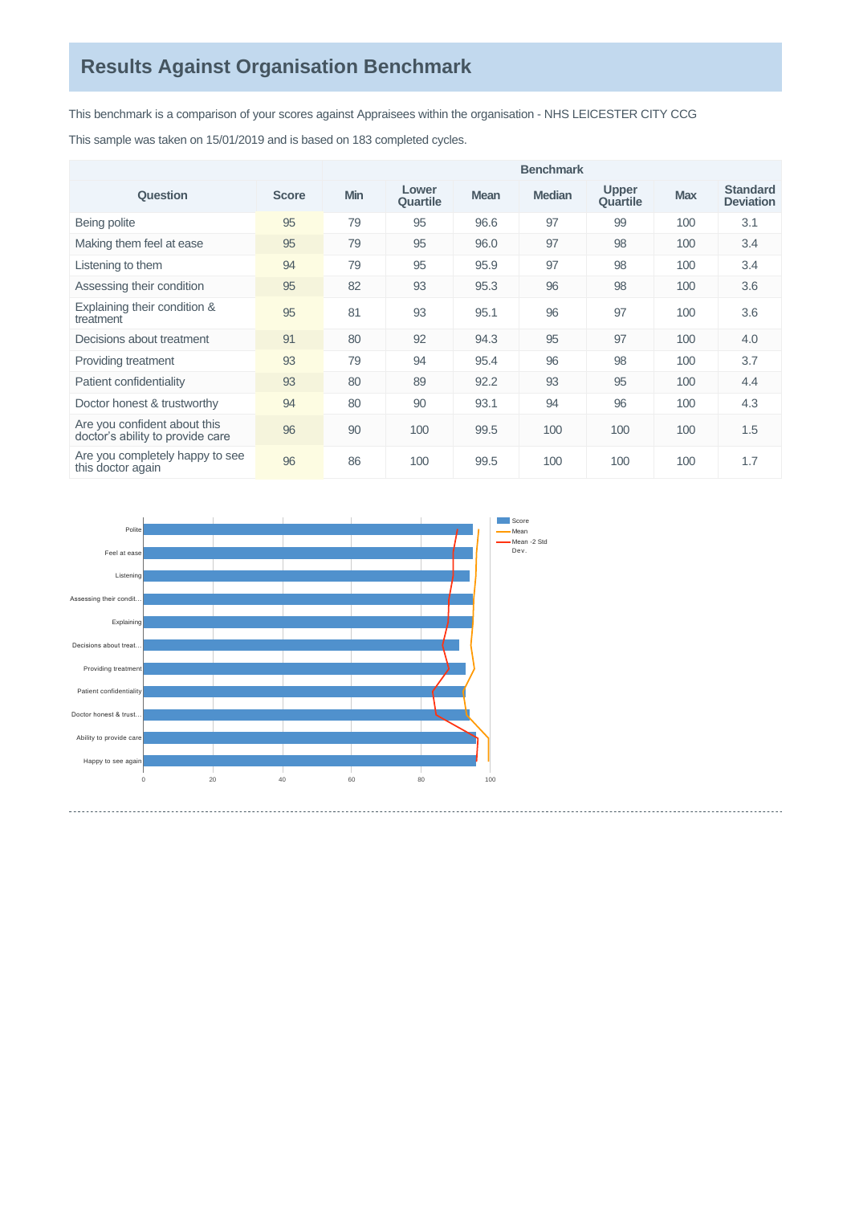## Results Against Organisation Benchmark

This benchmark is a comparison of your scores against Appraisees within the organisation - NHS LEICESTER CITY CCG

This sample was taken on 15/01/2019 and is based on 183 completed cycles.

| | | Benchmark | | | | | | |
|---|---|---|---|---|---|---|---|---|
| Question | Score | Min | Lower Quartile | Mean | Median | Upper Quartile | Max | Standard Deviation |
| Being polite | 95 | 79 | 95 | 96.6 | 97 | 99 | 100 | 3.1 |
| Making them feel at ease | 95 | 79 | 95 | 96.0 | 97 | 98 | 100 | 3.4 |
| Listening to them | 94 | 79 | 95 | 95.9 | 97 | 98 | 100 | 3.4 |
| Assessing their condition | 95 | 82 | 93 | 95.3 | 96 | 98 | 100 | 3.6 |
| Explaining their condition & treatment | 95 | 81 | 93 | 95.1 | 96 | 97 | 100 | 3.6 |
| Decisions about treatment | 91 | 80 | 92 | 94.3 | 95 | 97 | 100 | 4.0 |
| Providing treatment | 93 | 79 | 94 | 95.4 | 96 | 98 | 100 | 3.7 |
| Patient confidentiality | 93 | 80 | 89 | 92.2 | 93 | 95 | 100 | 4.4 |
| Doctor honest & trustworthy | 94 | 80 | 90 | 93.1 | 94 | 96 | 100 | 4.3 |
| Are you confident about this doctor's ability to provide care | 96 | 90 | 100 | 99.5 | 100 | 100 | 100 | 1.5 |
| Are you completely happy to see this doctor again | 96 | 86 | 100 | 99.5 | 100 | 100 | 100 | 1.7 |

Polite
Feel at ease
Listening
Assessing their condit...
Explaining
Decisions about treat...
Providing treatment
Patient confidentiality
Doctor honest & trust...
Ability to provide care
Happy to see again

0 20 40 60 80 100

Score
Mean
Mean -2 Std Dev.